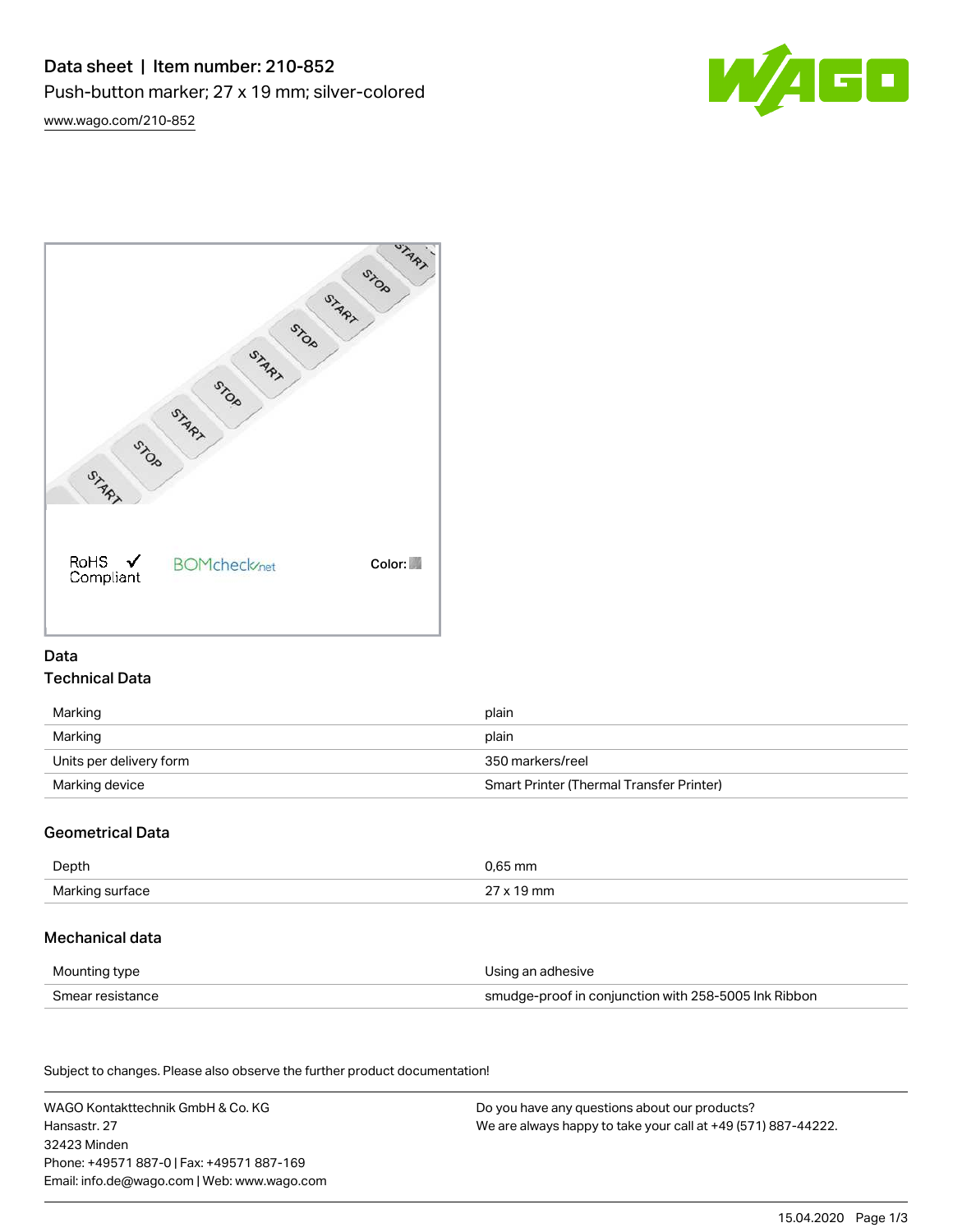# Data sheet | Item number: 210-852

Push-button marker; 27 x 19 mm; silver-colored

www.wago.com/210-852

RoHS ✓ Compliant

BOMcheck.net

Color:

## Data

### Technical Data

| | |
|---|---|
| Marking | plain |
| Marking | plain |
| Units per delivery form | 350 markers/reel |
| Marking device | Smart Printer (Thermal Transfer Printer) |

### Geometrical Data

| | |
|---|---|
| Depth | 0,65 mm |
| Marking surface | 27 x 19 mm |

### Mechanical data

| | |
|---|---|
| Mounting type | Using an adhesive |
| Smear resistance | smudge-proof in conjunction with 258-5005 Ink Ribbon |

Subject to changes. Please also observe the further product documentation!

WAGO Kontakttechnik GmbH & Co. KG
Hansastr. 27
32423 Minden
Phone: +49571 887-0 | Fax: +49571 887-169
Email: info.de@wago.com | Web: www.wago.com

Do you have any questions about our products?
We are always happy to take your call at +49 (571) 887-44222.

15.04.2020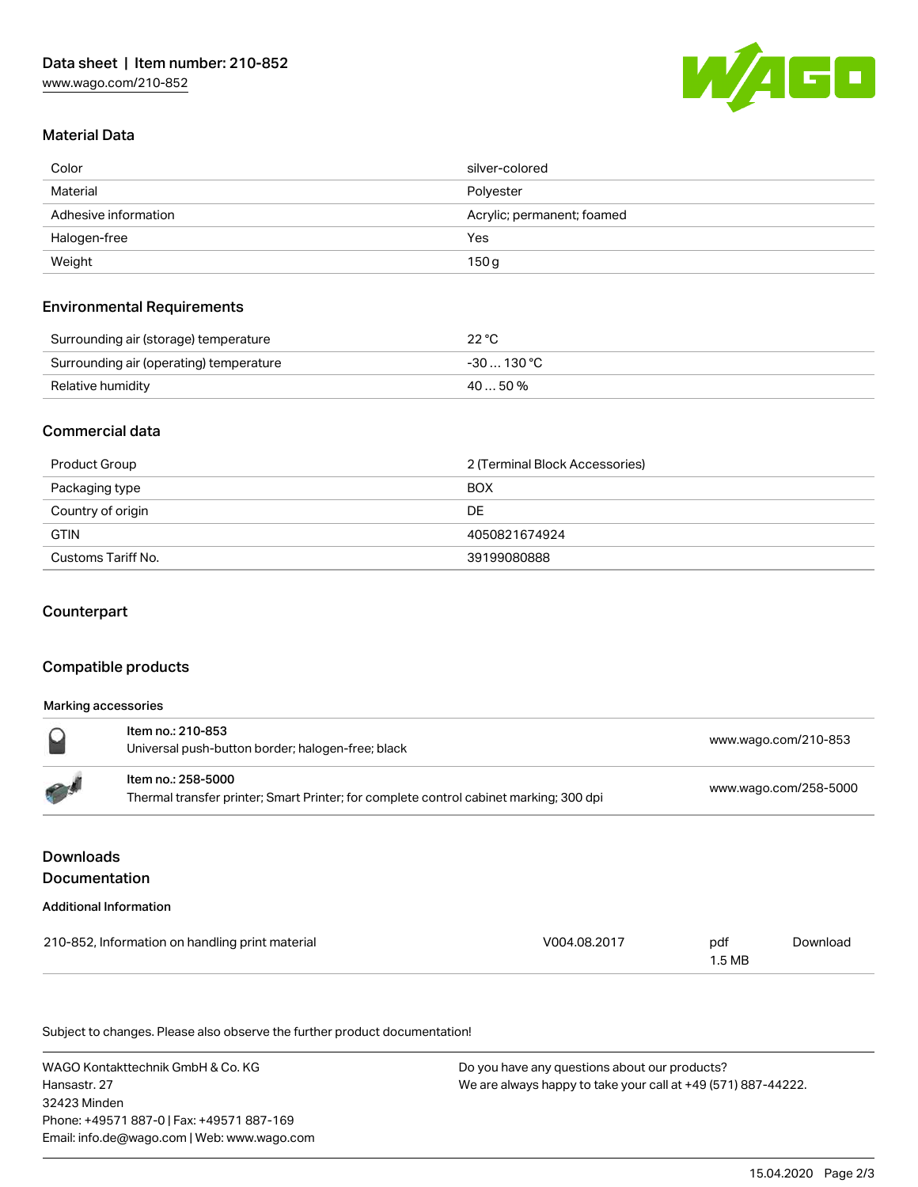## Material Data

| | |
|---|---|
| Color | silver-colored |
| Material | Polyester |
| Adhesive information | Acrylic; permanent; foamed |
| Halogen-free | Yes |
| Weight | 150 g |

## Environmental Requirements

| | |
|---|---|
| Surrounding air (storage) temperature | 22 °C |
| Surrounding air (operating) temperature | -30 … 130 °C |
| Relative humidity | 40 … 50 % |

## Commercial data

| | |
|---|---|
| Product Group | 2 (Terminal Block Accessories) |
| Packaging type | BOX |
| Country of origin | DE |
| GTIN | 4050821674924 |
| Customs Tariff No. | 39199080888 |

## Counterpart

## Compatible products

### Marking accessories

| | |
|---|---|
| **Item no.: 210-853**<br>Universal push-button border; halogen-free; black | www.wago.com/210-853 |
| **Item no.: 258-5000**<br>Thermal transfer printer; Smart Printer; for complete control cabinet marking; 300 dpi | www.wago.com/258-5000 |

## Downloads
## Documentation

### Additional Information

| | | | |
|---|---|---|---|
| 210-852, Information on handling print material | V004.08.2017 | pdf<br>1.5 MB | Download |

Subject to changes. Please also observe the further product documentation!

WAGO Kontakttechnik GmbH & Co. KG
Hansastr. 27
32423 Minden
Phone: +49571 887-0 | Fax: +49571 887-169
Email: info.de@wago.com | Web: www.wago.com

Do you have any questions about our products?
We are always happy to take your call at +49 (571) 887-44222.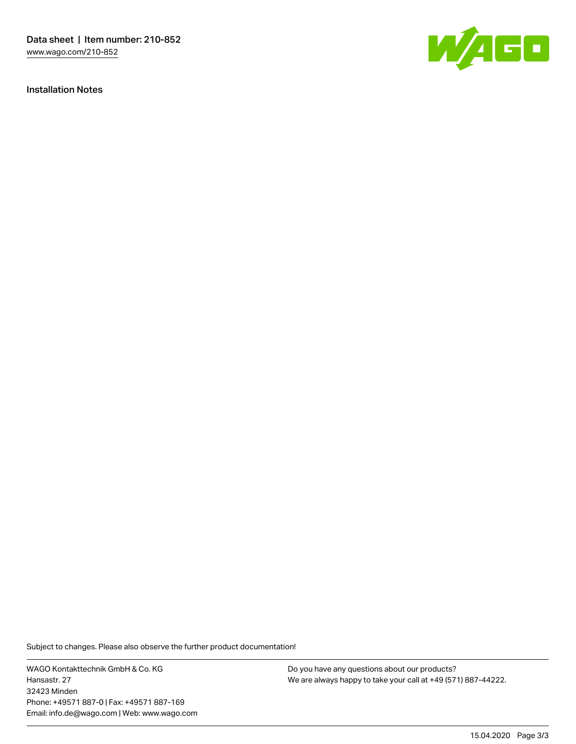Installation Notes

Subject to changes. Please also observe the further product documentation!

WAGO Kontakttechnik GmbH & Co. KG
Hansastr. 27
32423 Minden
Phone: +49571 887-0 | Fax: +49571 887-169
Email: info.de@wago.com | Web: www.wago.com

Do you have any questions about our products?
We are always happy to take your call at +49 (571) 887-44222.